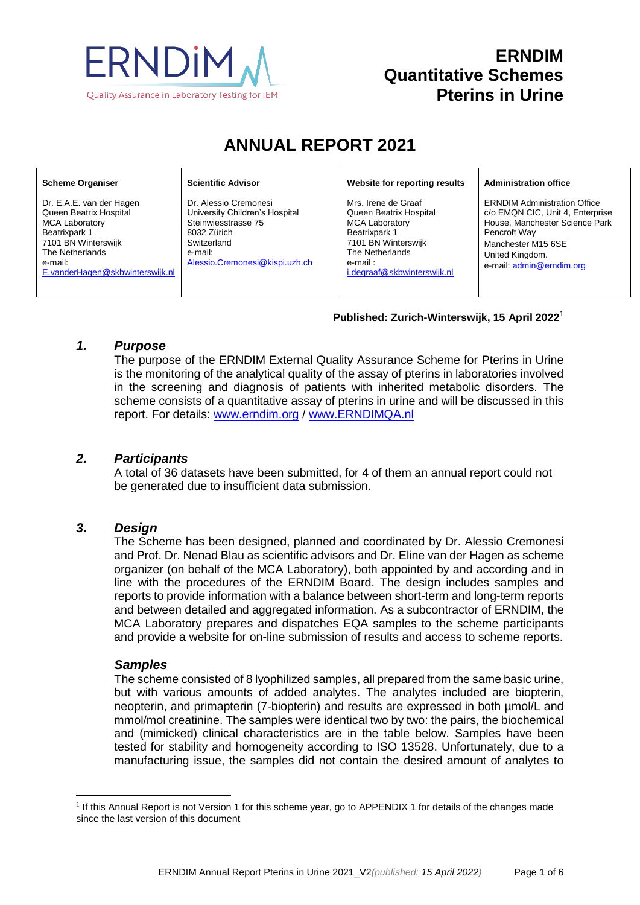ERNDIM

Quality Assurance in Laboratory Testing for IEM

# ERNDIM Quantitative Schemes Pterins in Urine

# ANNUAL REPORT 2021

| Scheme Organiser | Scientific Advisor | Website for reporting results | Administration office |
|---|---|---|---|
| Dr. E.A.E. van der Hagen<br>Queen Beatrix Hospital<br>MCA Laboratory<br>Beatrixpark 1<br>7101 BN Winterswijk<br>The Netherlands<br>e-mail:<br>E.vanderHagen@skbwinterswijk.nl | Dr. Alessio Cremonesi<br>University Children's Hospital<br>Steinwiesstrasse 75<br>8032 Zürich<br>Switzerland<br>e-mail:<br>Alessio.Cremonesi@kispi.uzh.ch | Mrs. Irene de Graaf<br>Queen Beatrix Hospital<br>MCA Laboratory<br>Beatrixpark 1<br>7101 BN Winterswijk<br>The Netherlands<br>e-mail :<br>i.degraaf@skbwinterswijk.nl | ERNDIM Administration Office<br>c/o EMQN CIC, Unit 4, Enterprise House, Manchester Science Park<br>Pencroft Way<br>Manchester M15 6SE<br>United Kingdom.<br>e-mail: admin@erndim.org |

**Published: Zurich-Winterswijk, 15 April 2022**[1]

## *1. Purpose*

The purpose of the ERNDIM External Quality Assurance Scheme for Pterins in Urine is the monitoring of the analytical quality of the assay of pterins in laboratories involved in the screening and diagnosis of patients with inherited metabolic disorders. The scheme consists of a quantitative assay of pterins in urine and will be discussed in this report. For details: www.erndim.org / www.ERNDIMQA.nl

## *2. Participants*

A total of 36 datasets have been submitted, for 4 of them an annual report could not be generated due to insufficient data submission.

## *3. Design*

The Scheme has been designed, planned and coordinated by Dr. Alessio Cremonesi and Prof. Dr. Nenad Blau as scientific advisors and Dr. Eline van der Hagen as scheme organizer (on behalf of the MCA Laboratory), both appointed by and according and in line with the procedures of the ERNDIM Board. The design includes samples and reports to provide information with a balance between short-term and long-term reports and between detailed and aggregated information. As a subcontractor of ERNDIM, the MCA Laboratory prepares and dispatches EQA samples to the scheme participants and provide a website for on-line submission of results and access to scheme reports.

### *Samples*

The scheme consisted of 8 lyophilized samples, all prepared from the same basic urine, but with various amounts of added analytes. The analytes included are biopterin, neopterin, and primapterin (7-biopterin) and results are expressed in both µmol/L and mmol/mol creatinine. The samples were identical two by two: the pairs, the biochemical and (mimicked) clinical characteristics are in the table below. Samples have been tested for stability and homogeneity according to ISO 13528. Unfortunately, due to a manufacturing issue, the samples did not contain the desired amount of analytes to

[1] If this Annual Report is not Version 1 for this scheme year, go to APPENDIX 1 for details of the changes made since the last version of this document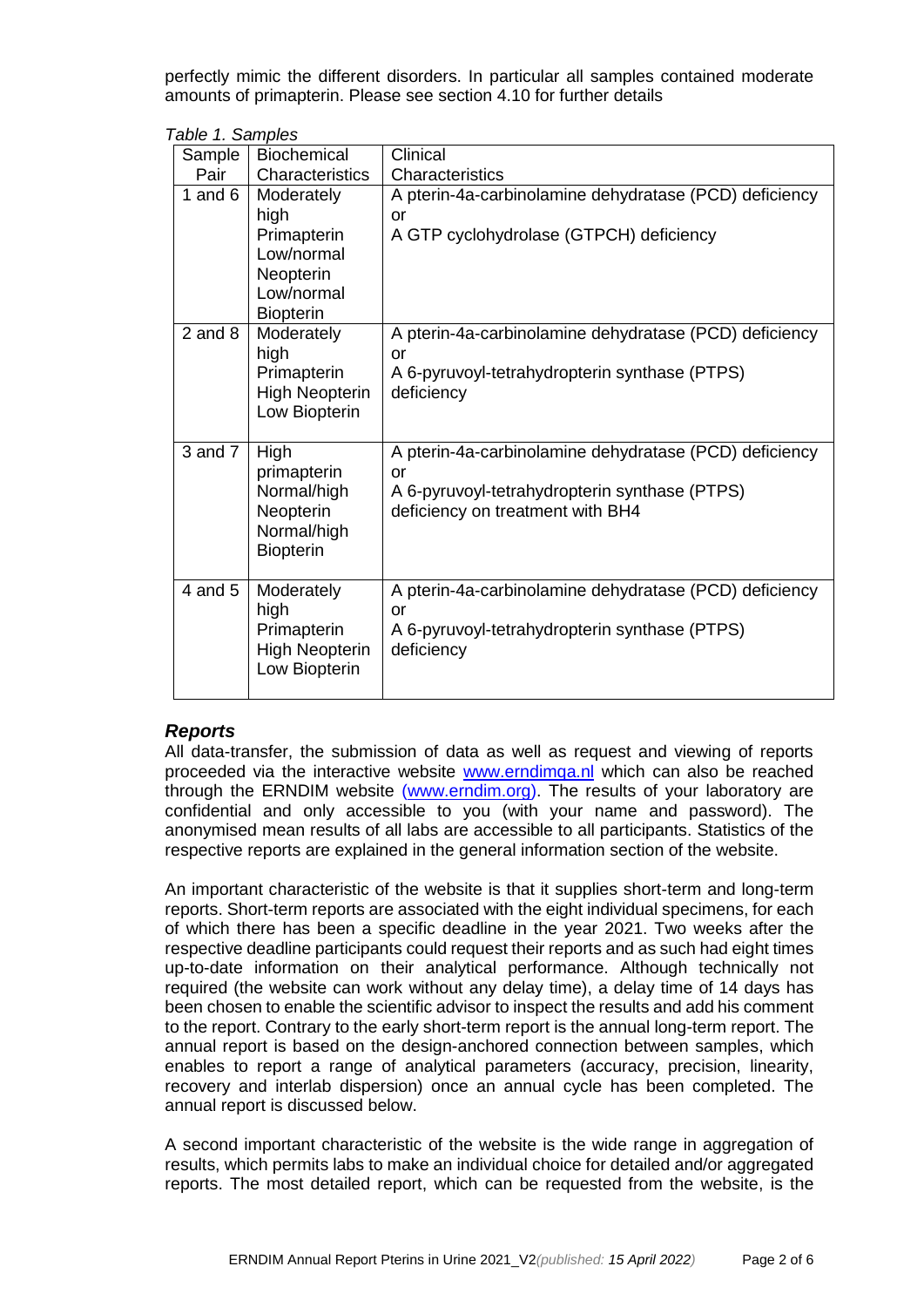perfectly mimic the different disorders. In particular all samples contained moderate amounts of primapterin. Please see section 4.10 for further details

*Table 1. Samples*

| Sample Pair | Biochemical Characteristics | Clinical Characteristics |
|---|---|---|
| 1 and 6 | Moderately high Primapterin Low/normal Neopterin Low/normal Biopterin | A pterin-4a-carbinolamine dehydratase (PCD) deficiency or A GTP cyclohydrolase (GTPCH) deficiency |
| 2 and 8 | Moderately high Primapterin High Neopterin Low Biopterin | A pterin-4a-carbinolamine dehydratase (PCD) deficiency or A 6-pyruvoyl-tetrahydropterin synthase (PTPS) deficiency |
| 3 and 7 | High primapterin Normal/high Neopterin Normal/high Biopterin | A pterin-4a-carbinolamine dehydratase (PCD) deficiency or A 6-pyruvoyl-tetrahydropterin synthase (PTPS) deficiency on treatment with BH4 |
| 4 and 5 | Moderately high Primapterin High Neopterin Low Biopterin | A pterin-4a-carbinolamine dehydratase (PCD) deficiency or A 6-pyruvoyl-tetrahydropterin synthase (PTPS) deficiency |

## *Reports*

All data-transfer, the submission of data as well as request and viewing of reports proceeded via the interactive website www.erndimqa.nl which can also be reached through the ERNDIM website (www.erndim.org). The results of your laboratory are confidential and only accessible to you (with your name and password). The anonymised mean results of all labs are accessible to all participants. Statistics of the respective reports are explained in the general information section of the website.

An important characteristic of the website is that it supplies short-term and long-term reports. Short-term reports are associated with the eight individual specimens, for each of which there has been a specific deadline in the year 2021. Two weeks after the respective deadline participants could request their reports and as such had eight times up-to-date information on their analytical performance. Although technically not required (the website can work without any delay time), a delay time of 14 days has been chosen to enable the scientific advisor to inspect the results and add his comment to the report. Contrary to the early short-term report is the annual long-term report. The annual report is based on the design-anchored connection between samples, which enables to report a range of analytical parameters (accuracy, precision, linearity, recovery and interlab dispersion) once an annual cycle has been completed. The annual report is discussed below.

A second important characteristic of the website is the wide range in aggregation of results, which permits labs to make an individual choice for detailed and/or aggregated reports. The most detailed report, which can be requested from the website, is the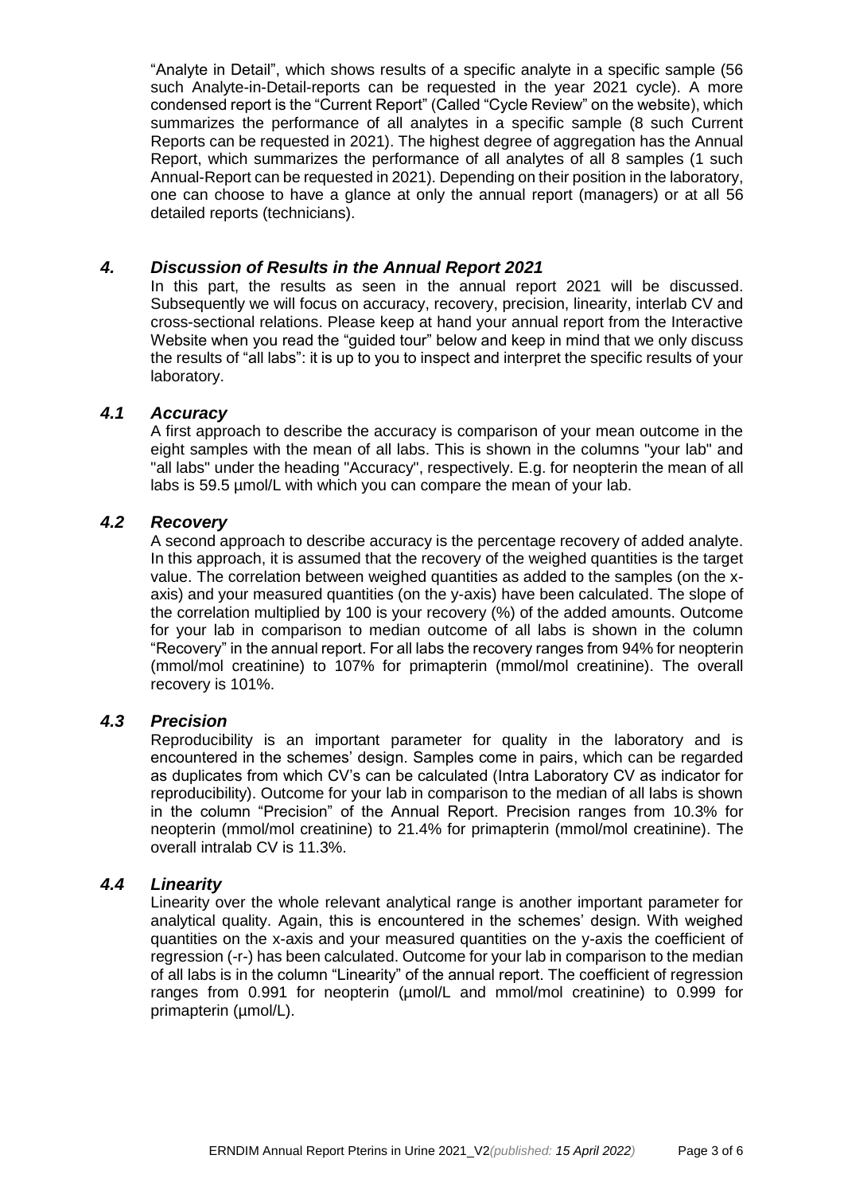"Analyte in Detail", which shows results of a specific analyte in a specific sample (56 such Analyte-in-Detail-reports can be requested in the year 2021 cycle). A more condensed report is the "Current Report" (Called "Cycle Review" on the website), which summarizes the performance of all analytes in a specific sample (8 such Current Reports can be requested in 2021). The highest degree of aggregation has the Annual Report, which summarizes the performance of all analytes of all 8 samples (1 such Annual-Report can be requested in 2021). Depending on their position in the laboratory, one can choose to have a glance at only the annual report (managers) or at all 56 detailed reports (technicians).

## *4. Discussion of Results in the Annual Report 2021*

In this part, the results as seen in the annual report 2021 will be discussed. Subsequently we will focus on accuracy, recovery, precision, linearity, interlab CV and cross-sectional relations. Please keep at hand your annual report from the Interactive Website when you read the "guided tour" below and keep in mind that we only discuss the results of "all labs": it is up to you to inspect and interpret the specific results of your laboratory.

### *4.1 Accuracy*

A first approach to describe the accuracy is comparison of your mean outcome in the eight samples with the mean of all labs. This is shown in the columns "your lab" and "all labs" under the heading "Accuracy", respectively. E.g. for neopterin the mean of all labs is 59.5 µmol/L with which you can compare the mean of your lab.

### *4.2 Recovery*

A second approach to describe accuracy is the percentage recovery of added analyte. In this approach, it is assumed that the recovery of the weighed quantities is the target value. The correlation between weighed quantities as added to the samples (on the x-axis) and your measured quantities (on the y-axis) have been calculated. The slope of the correlation multiplied by 100 is your recovery (%) of the added amounts. Outcome for your lab in comparison to median outcome of all labs is shown in the column "Recovery" in the annual report. For all labs the recovery ranges from 94% for neopterin (mmol/mol creatinine) to 107% for primapterin (mmol/mol creatinine). The overall recovery is 101%.

### *4.3 Precision*

Reproducibility is an important parameter for quality in the laboratory and is encountered in the schemes' design. Samples come in pairs, which can be regarded as duplicates from which CV's can be calculated (Intra Laboratory CV as indicator for reproducibility). Outcome for your lab in comparison to the median of all labs is shown in the column "Precision" of the Annual Report. Precision ranges from 10.3% for neopterin (mmol/mol creatinine) to 21.4% for primapterin (mmol/mol creatinine). The overall intralab CV is 11.3%.

### *4.4 Linearity*

Linearity over the whole relevant analytical range is another important parameter for analytical quality. Again, this is encountered in the schemes' design. With weighed quantities on the x-axis and your measured quantities on the y-axis the coefficient of regression (-r-) has been calculated. Outcome for your lab in comparison to the median of all labs is in the column "Linearity" of the annual report. The coefficient of regression ranges from 0.991 for neopterin (µmol/L and mmol/mol creatinine) to 0.999 for primapterin (µmol/L).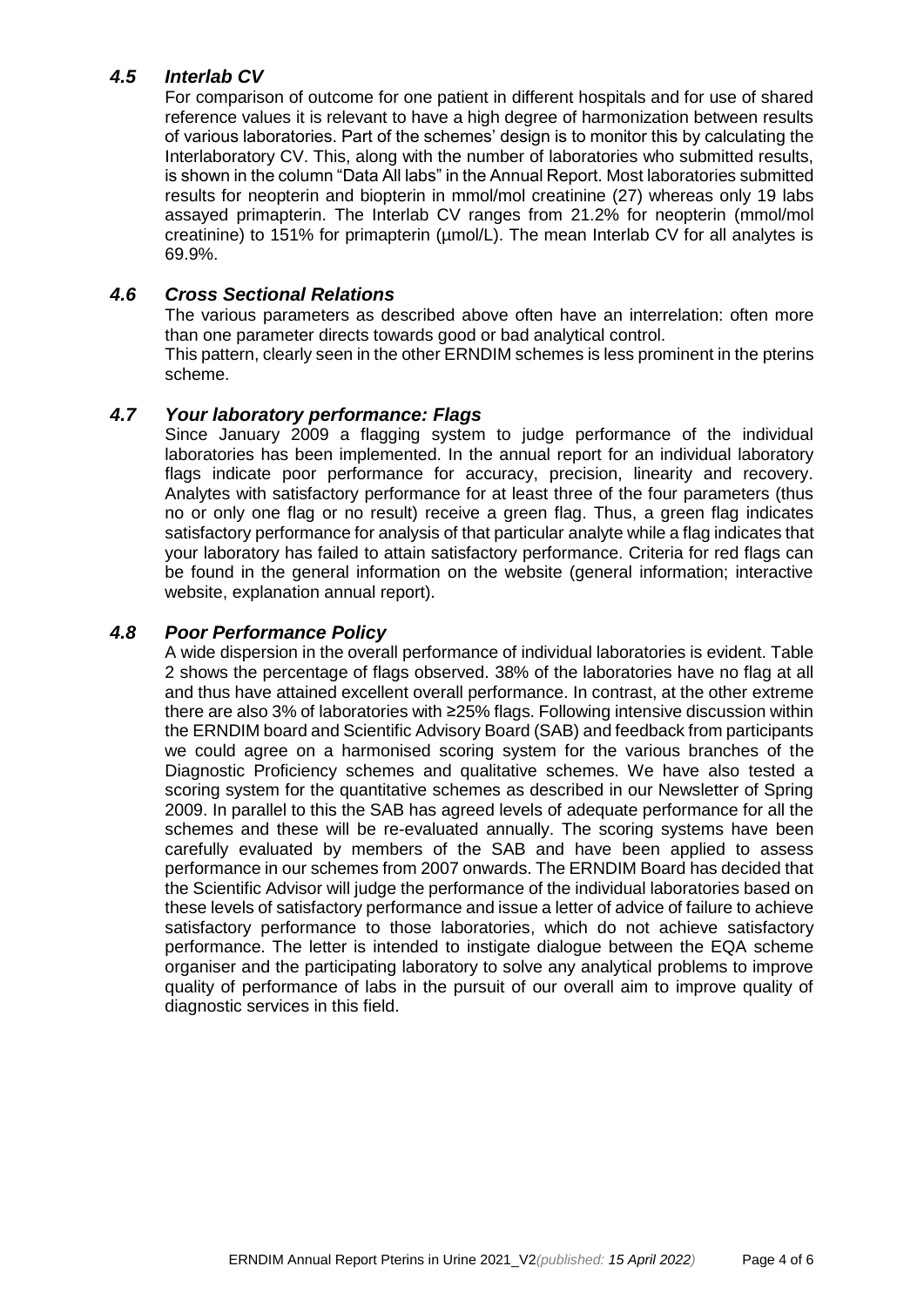### *4.5 Interlab CV*

For comparison of outcome for one patient in different hospitals and for use of shared reference values it is relevant to have a high degree of harmonization between results of various laboratories. Part of the schemes' design is to monitor this by calculating the Interlaboratory CV. This, along with the number of laboratories who submitted results, is shown in the column "Data All labs" in the Annual Report. Most laboratories submitted results for neopterin and biopterin in mmol/mol creatinine (27) whereas only 19 labs assayed primapterin. The Interlab CV ranges from 21.2% for neopterin (mmol/mol creatinine) to 151% for primapterin (µmol/L). The mean Interlab CV for all analytes is 69.9%.

### *4.6 Cross Sectional Relations*

The various parameters as described above often have an interrelation: often more than one parameter directs towards good or bad analytical control.

This pattern, clearly seen in the other ERNDIM schemes is less prominent in the pterins scheme.

### *4.7 Your laboratory performance: Flags*

Since January 2009 a flagging system to judge performance of the individual laboratories has been implemented. In the annual report for an individual laboratory flags indicate poor performance for accuracy, precision, linearity and recovery. Analytes with satisfactory performance for at least three of the four parameters (thus no or only one flag or no result) receive a green flag. Thus, a green flag indicates satisfactory performance for analysis of that particular analyte while a flag indicates that your laboratory has failed to attain satisfactory performance. Criteria for red flags can be found in the general information on the website (general information; interactive website, explanation annual report).

### *4.8 Poor Performance Policy*

A wide dispersion in the overall performance of individual laboratories is evident. Table 2 shows the percentage of flags observed. 38% of the laboratories have no flag at all and thus have attained excellent overall performance. In contrast, at the other extreme there are also 3% of laboratories with ≥25% flags. Following intensive discussion within the ERNDIM board and Scientific Advisory Board (SAB) and feedback from participants we could agree on a harmonised scoring system for the various branches of the Diagnostic Proficiency schemes and qualitative schemes. We have also tested a scoring system for the quantitative schemes as described in our Newsletter of Spring 2009. In parallel to this the SAB has agreed levels of adequate performance for all the schemes and these will be re-evaluated annually. The scoring systems have been carefully evaluated by members of the SAB and have been applied to assess performance in our schemes from 2007 onwards. The ERNDIM Board has decided that the Scientific Advisor will judge the performance of the individual laboratories based on these levels of satisfactory performance and issue a letter of advice of failure to achieve satisfactory performance to those laboratories, which do not achieve satisfactory performance. The letter is intended to instigate dialogue between the EQA scheme organiser and the participating laboratory to solve any analytical problems to improve quality of performance of labs in the pursuit of our overall aim to improve quality of diagnostic services in this field.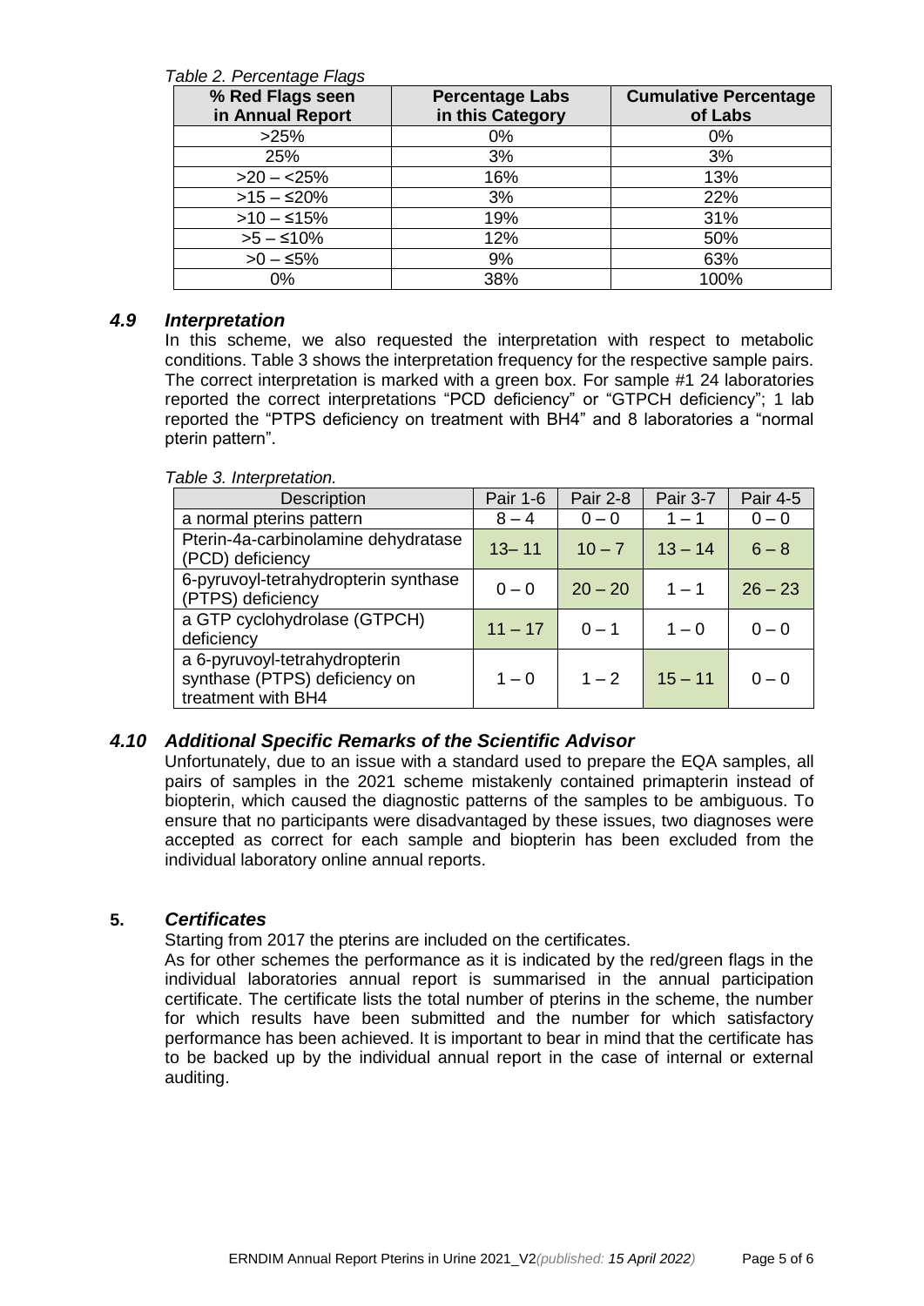*Table 2. Percentage Flags*

| % Red Flags seen in Annual Report | Percentage Labs in this Category | Cumulative Percentage of Labs |
|---|---|---|
| >25% | 0% | 0% |
| 25% | 3% | 3% |
| >20 – <25% | 16% | 13% |
| >15 – ≤20% | 3% | 22% |
| >10 – ≤15% | 19% | 31% |
| >5 – ≤10% | 12% | 50% |
| >0 – ≤5% | 9% | 63% |
| 0% | 38% | 100% |

### *4.9 Interpretation*

In this scheme, we also requested the interpretation with respect to metabolic conditions. Table 3 shows the interpretation frequency for the respective sample pairs. The correct interpretation is marked with a green box. For sample #1 24 laboratories reported the correct interpretations "PCD deficiency" or "GTPCH deficiency"; 1 lab reported the "PTPS deficiency on treatment with BH4" and 8 laboratories a "normal pterin pattern".

*Table 3. Interpretation.*

| Description | Pair 1-6 | Pair 2-8 | Pair 3-7 | Pair 4-5 |
|---|---|---|---|---|
| a normal pterins pattern | 8 – 4 | 0 – 0 | 1 – 1 | 0 – 0 |
| Pterin-4a-carbinolamine dehydratase (PCD) deficiency | 13– 11 | 10 – 7 | 13 – 14 | 6 – 8 |
| 6-pyruvoyl-tetrahydropterin synthase (PTPS) deficiency | 0 – 0 | 20 – 20 | 1 – 1 | 26 – 23 |
| a GTP cyclohydrolase (GTPCH) deficiency | 11 – 17 | 0 – 1 | 1 – 0 | 0 – 0 |
| a 6-pyruvoyl-tetrahydropterin synthase (PTPS) deficiency on treatment with BH4 | 1 – 0 | 1 – 2 | 15 – 11 | 0 – 0 |

### *4.10 Additional Specific Remarks of the Scientific Advisor*

Unfortunately, due to an issue with a standard used to prepare the EQA samples, all pairs of samples in the 2021 scheme mistakenly contained primapterin instead of biopterin, which caused the diagnostic patterns of the samples to be ambiguous. To ensure that no participants were disadvantaged by these issues, two diagnoses were accepted as correct for each sample and biopterin has been excluded from the individual laboratory online annual reports.

## **5. *Certificates***

Starting from 2017 the pterins are included on the certificates.

As for other schemes the performance as it is indicated by the red/green flags in the individual laboratories annual report is summarised in the annual participation certificate. The certificate lists the total number of pterins in the scheme, the number for which results have been submitted and the number for which satisfactory performance has been achieved. It is important to bear in mind that the certificate has to be backed up by the individual annual report in the case of internal or external auditing.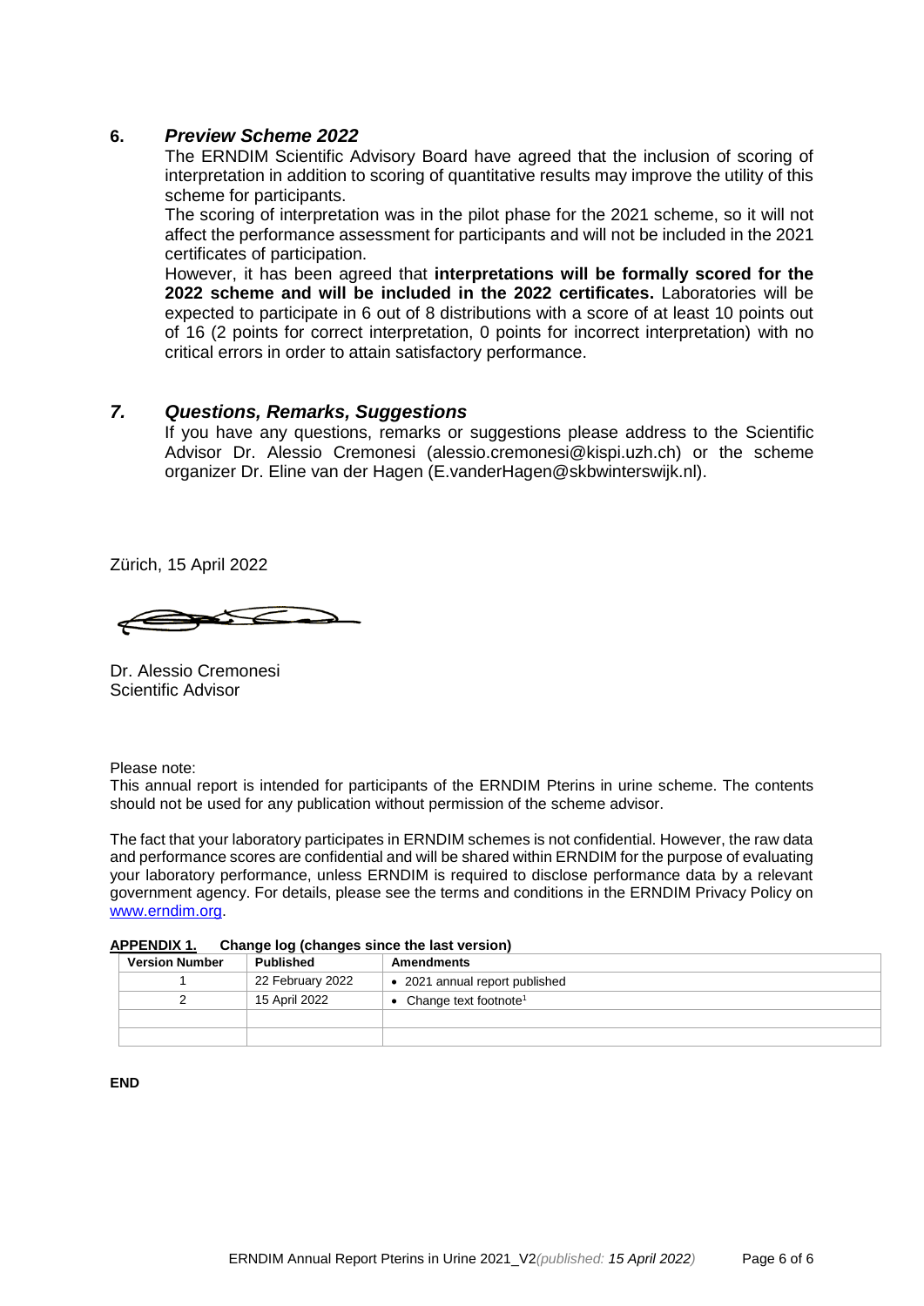## 6. *Preview Scheme 2022*

The ERNDIM Scientific Advisory Board have agreed that the inclusion of scoring of interpretation in addition to scoring of quantitative results may improve the utility of this scheme for participants.

The scoring of interpretation was in the pilot phase for the 2021 scheme, so it will not affect the performance assessment for participants and will not be included in the 2021 certificates of participation.

However, it has been agreed that **interpretations will be formally scored for the 2022 scheme and will be included in the 2022 certificates.** Laboratories will be expected to participate in 6 out of 8 distributions with a score of at least 10 points out of 16 (2 points for correct interpretation, 0 points for incorrect interpretation) with no critical errors in order to attain satisfactory performance.

## *7. Questions, Remarks, Suggestions*

If you have any questions, remarks or suggestions please address to the Scientific Advisor Dr. Alessio Cremonesi (alessio.cremonesi@kispi.uzh.ch) or the scheme organizer Dr. Eline van der Hagen (E.vanderHagen@skbwinterswijk.nl).

Zürich, 15 April 2022

Dr. Alessio Cremonesi
Scientific Advisor

Please note:
This annual report is intended for participants of the ERNDIM Pterins in urine scheme. The contents should not be used for any publication without permission of the scheme advisor.

The fact that your laboratory participates in ERNDIM schemes is not confidential. However, the raw data and performance scores are confidential and will be shared within ERNDIM for the purpose of evaluating your laboratory performance, unless ERNDIM is required to disclose performance data by a relevant government agency. For details, please see the terms and conditions in the ERNDIM Privacy Policy on www.erndim.org.

**APPENDIX 1. Change log (changes since the last version)**

| Version Number | Published | Amendments |
|---|---|---|
| 1 | 22 February 2022 | • 2021 annual report published |
| 2 | 15 April 2022 | • Change text footnote[1] |
| | | |
| | | |

**END**